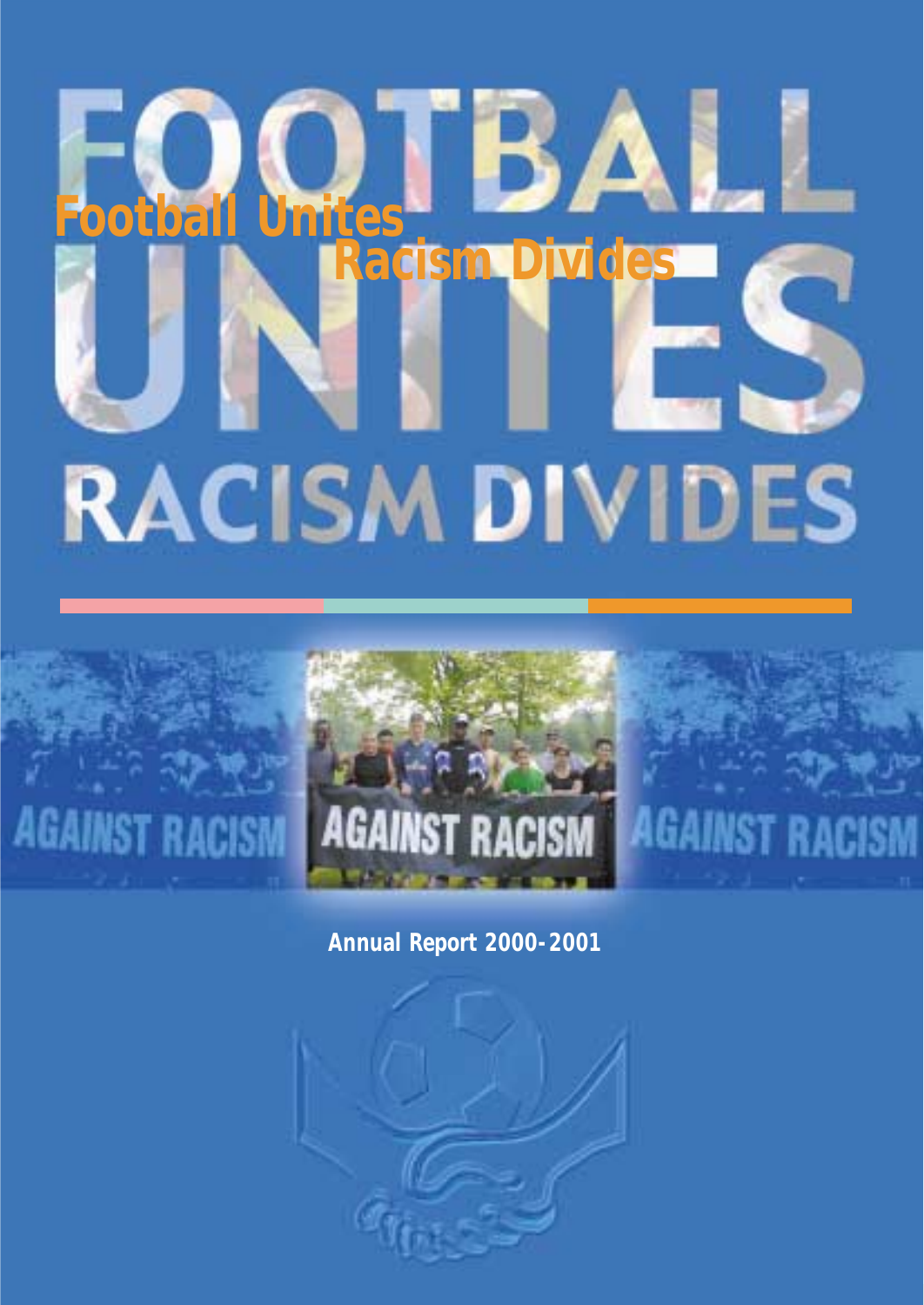# Football Unites Racism Divides

Annual Report 2000-2001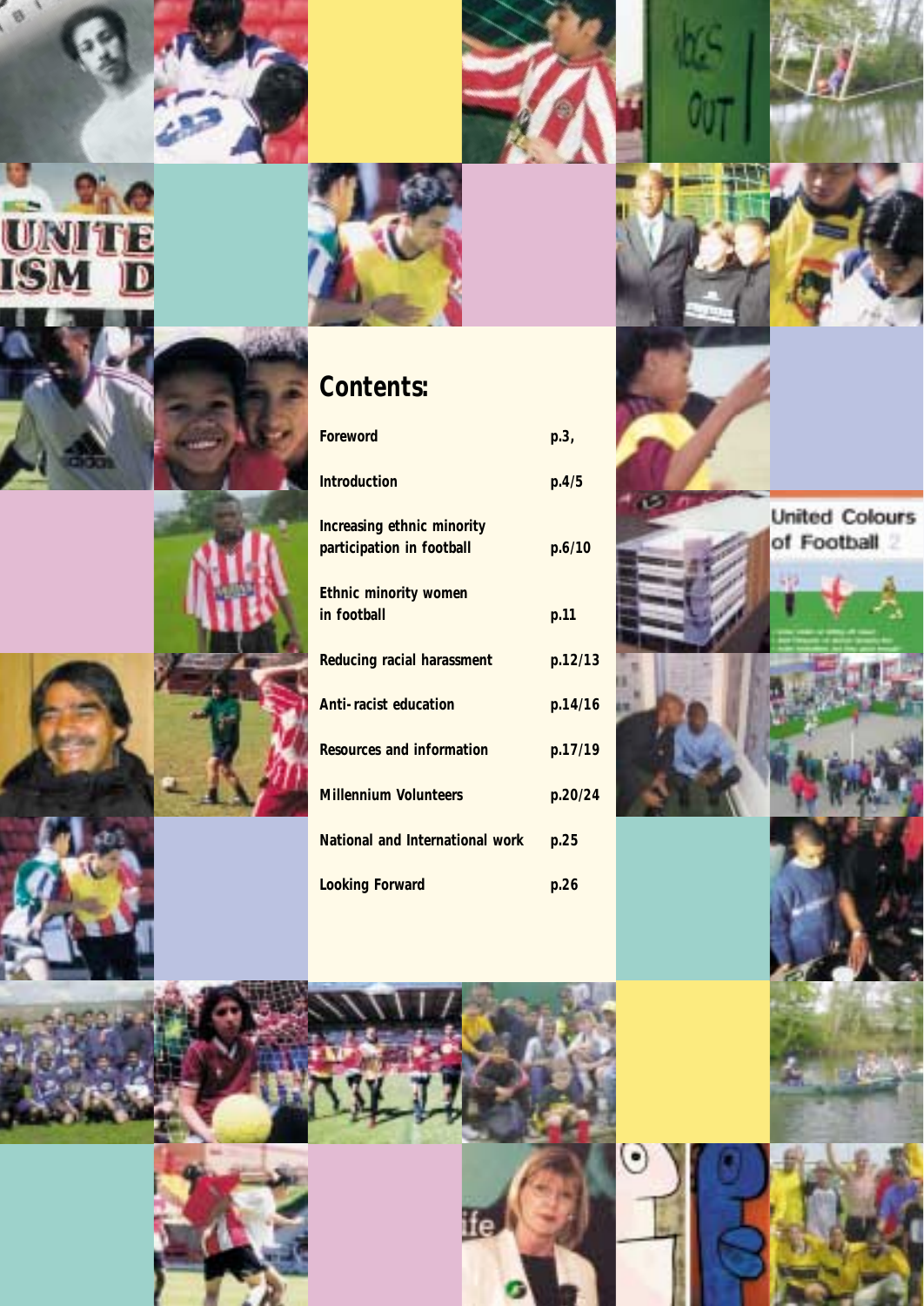## Contents:

| | |
|---|---|
| Foreword | p.3, |
| Introduction | p.4/5 |
| Increasing ethnic minority participation in football | p.6/10 |
| Ethnic minority women in football | p.11 |
| Reducing racial harassment | p.12/13 |
| Anti-racist education | p.14/16 |
| Resources and information | p.17/19 |
| Millennium Volunteers | p.20/24 |
| National and International work | p.25 |
| Looking Forward | p.26 |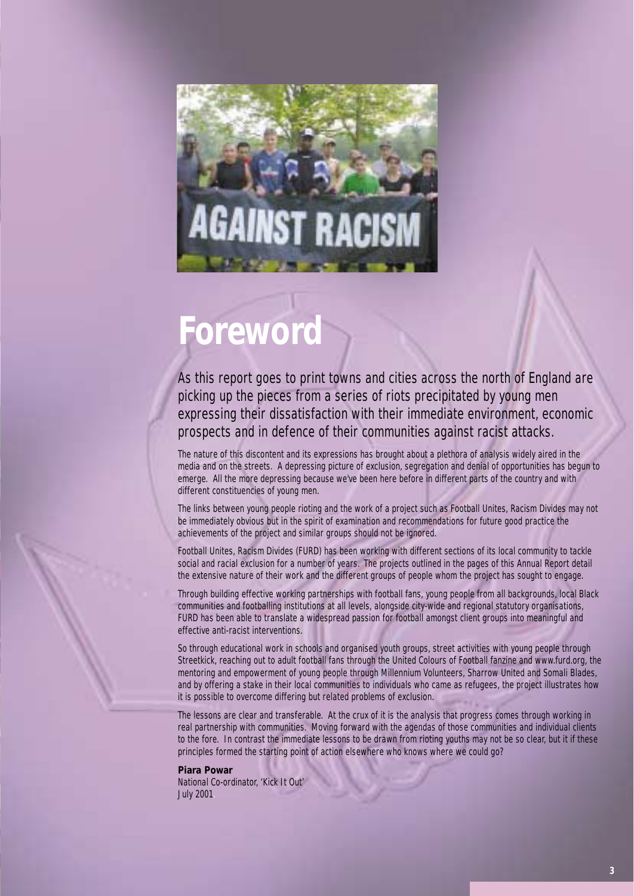# Foreword

As this report goes to print towns and cities across the north of England are picking up the pieces from a series of riots precipitated by young men expressing their dissatisfaction with their immediate environment, economic prospects and in defence of their communities against racist attacks.

The nature of this discontent and its expressions has brought about a plethora of analysis widely aired in the media and on the streets. A depressing picture of exclusion, segregation and denial of opportunities has begun to emerge. All the more depressing because we've been here before in different parts of the country and with different constituencies of young men.

The links between young people rioting and the work of a project such as Football Unites, Racism Divides may not be immediately obvious but in the spirit of examination and recommendations for future good practice the achievements of the project and similar groups should not be ignored.

Football Unites, Racism Divides (FURD) has been working with different sections of its local community to tackle social and racial exclusion for a number of years. The projects outlined in the pages of this Annual Report detail the extensive nature of their work and the different groups of people whom the project has sought to engage.

Through building effective working partnerships with football fans, young people from all backgrounds, local Black communities and footballing institutions at all levels, alongside city-wide and regional statutory organisations, FURD has been able to translate a widespread passion for football amongst client groups into meaningful and effective anti-racist interventions.

So through educational work in schools and organised youth groups, street activities with young people through Streetkick, reaching out to adult football fans through the United Colours of Football fanzine and www.furd.org, the mentoring and empowerment of young people through Millennium Volunteers, Sharrow United and Somali Blades, and by offering a stake in their local communities to individuals who came as refugees, the project illustrates how it is possible to overcome differing but related problems of exclusion.

The lessons are clear and transferable. At the crux of it is the analysis that progress comes through working in real partnership with communities. Moving forward with the agendas of those communities and individual clients to the fore. In contrast the immediate lessons to be drawn from rioting youths may not be so clear, but it if these principles formed the starting point of action elsewhere who knows where we could go?

**Piara Powar**
National Co-ordinator, 'Kick It Out'
July 2001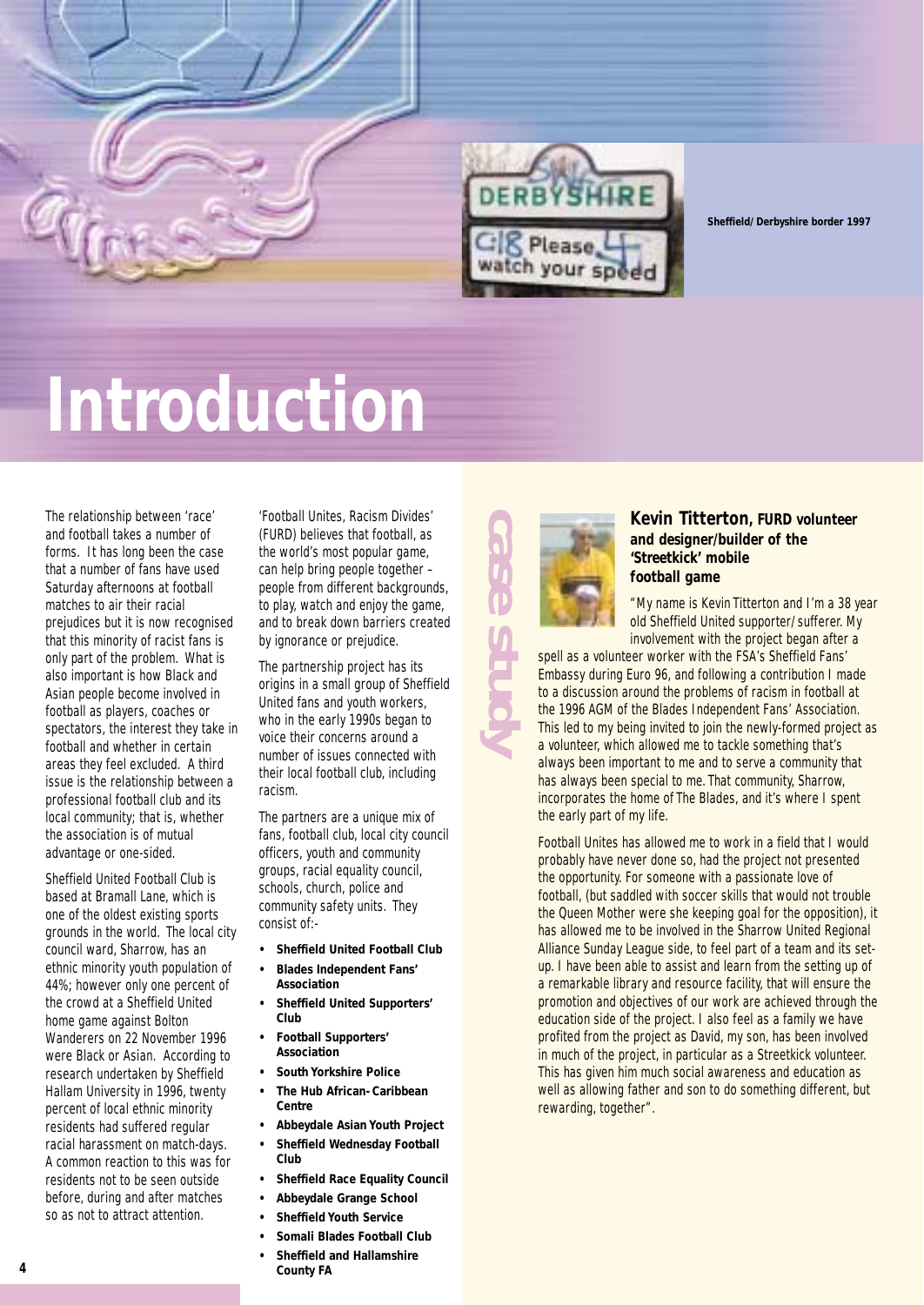Sheffield/Derbyshire border 1997

# Introduction

The relationship between 'race' and football takes a number of forms. It has long been the case that a number of fans have used Saturday afternoons at football matches to air their racial prejudices but it is now recognised that this minority of racist fans is only part of the problem. What is also important is how Black and Asian people become involved in football as players, coaches or spectators, the interest they take in football and whether in certain areas they feel excluded. A third issue is the relationship between a professional football club and its local community; that is, whether the association is of mutual advantage or one-sided.

Sheffield United Football Club is based at Bramall Lane, which is one of the oldest existing sports grounds in the world. The local city council ward, Sharrow, has an ethnic minority youth population of 44%; however only one percent of the crowd at a Sheffield United home game against Bolton Wanderers on 22 November 1996 were Black or Asian. According to research undertaken by Sheffield Hallam University in 1996, twenty percent of local ethnic minority residents had suffered regular racial harassment on match-days. A common reaction to this was for residents not to be seen outside before, during and after matches so as not to attract attention.

'Football Unites, Racism Divides' (FURD) believes that football, as the world's most popular game, can help bring people together – people from different backgrounds, to play, watch and enjoy the game, and to break down barriers created by ignorance or prejudice.

The partnership project has its origins in a small group of Sheffield United fans and youth workers, who in the early 1990s began to voice their concerns around a number of issues connected with their local football club, including racism.

The partners are a unique mix of fans, football club, local city council officers, youth and community groups, racial equality council, schools, church, police and community safety units. They consist of:-

- **Sheffield United Football Club**
- **Blades Independent Fans' Association**
- **Sheffield United Supporters' Club**
- **Football Supporters' Association**
- **South Yorkshire Police**
- **The Hub African-Caribbean Centre**
- **Abbeydale Asian Youth Project**
- **Sheffield Wednesday Football Club**
- **Sheffield Race Equality Council**
- **Abbeydale Grange School**
- **Sheffield Youth Service**
- **Somali Blades Football Club**
- **Sheffield and Hallamshire County FA**

## case study

### Kevin Titterton, FURD volunteer and designer/builder of the 'Streetkick' mobile football game

"My name is Kevin Titterton and I'm a 38 year old Sheffield United supporter/sufferer. My involvement with the project began after a spell as a volunteer worker with the FSA's Sheffield Fans' Embassy during Euro 96, and following a contribution I made to a discussion around the problems of racism in football at the 1996 AGM of the Blades Independent Fans' Association. This led to my being invited to join the newly-formed project as a volunteer, which allowed me to tackle something that's always been important to me and to serve a community that has always been special to me. That community, Sharrow, incorporates the home of The Blades, and it's where I spent the early part of my life.

Football Unites has allowed me to work in a field that I would probably have never done so, had the project not presented the opportunity. For someone with a passionate love of football, (but saddled with soccer skills that would not trouble the Queen Mother were she keeping goal for the opposition), it has allowed me to be involved in the Sharrow United Regional Alliance Sunday League side, to feel part of a team and its set-up. I have been able to assist and learn from the setting up of a remarkable library and resource facility, that will ensure the promotion and objectives of our work are achieved through the education side of the project. I also feel as a family we have profited from the project as David, my son, has been involved in much of the project, in particular as a Streetkick volunteer. This has given him much social awareness and education as well as allowing father and son to do something different, but rewarding, together".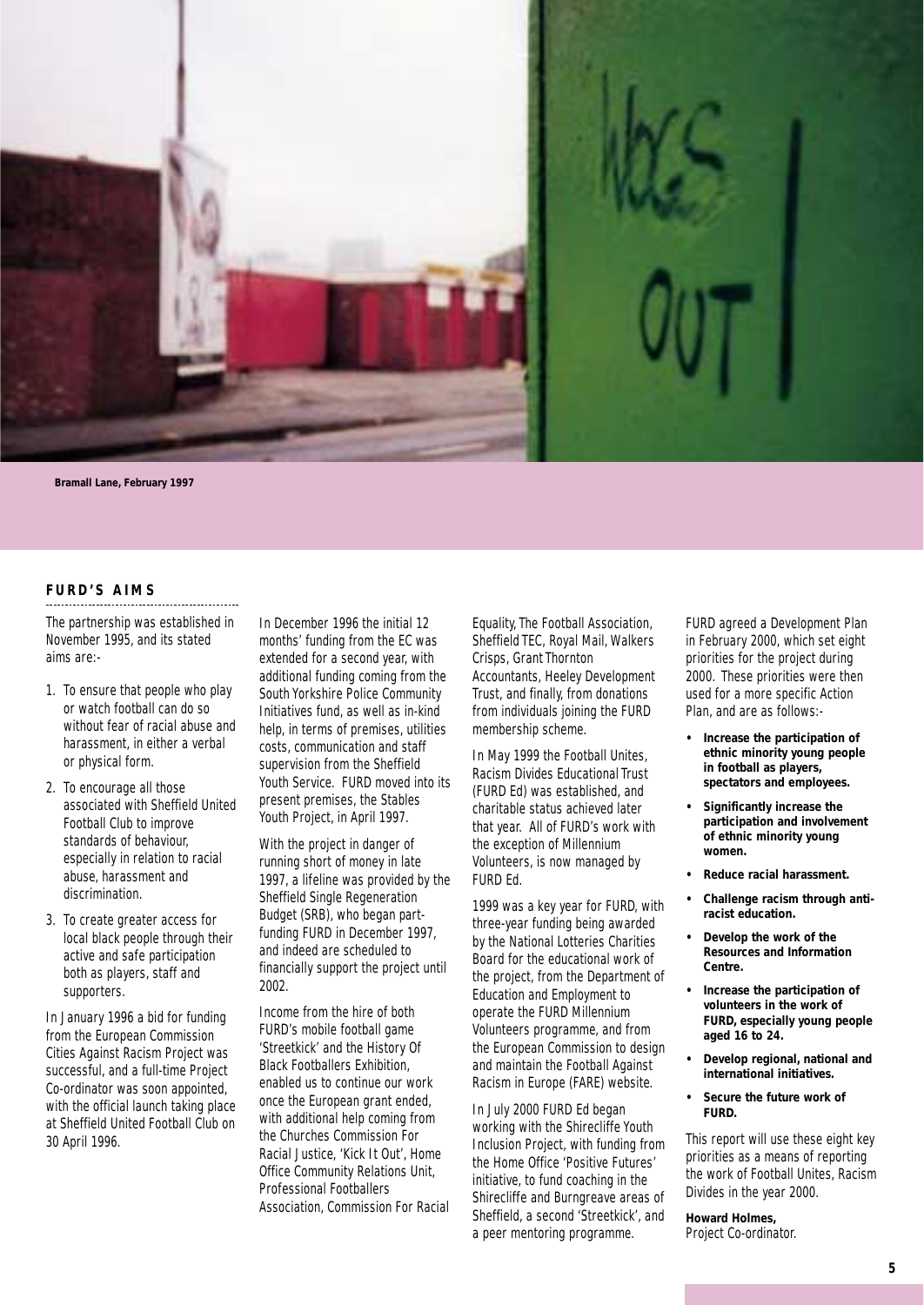Bramall Lane, February 1997

## FURD'S AIMS

The partnership was established in November 1995, and its stated aims are:-

1. To ensure that people who play or watch football can do so without fear of racial abuse and harassment, in either a verbal or physical form.
2. To encourage all those associated with Sheffield United Football Club to improve standards of behaviour, especially in relation to racial abuse, harassment and discrimination.
3. To create greater access for local black people through their active and safe participation both as players, staff and supporters.

In January 1996 a bid for funding from the European Commission Cities Against Racism Project was successful, and a full-time Project Co-ordinator was soon appointed, with the official launch taking place at Sheffield United Football Club on 30 April 1996.

In December 1996 the initial 12 months' funding from the EC was extended for a second year, with additional funding coming from the South Yorkshire Police Community Initiatives fund, as well as in-kind help, in terms of premises, utilities costs, communication and staff supervision from the Sheffield Youth Service. FURD moved into its present premises, the Stables Youth Project, in April 1997.

With the project in danger of running short of money in late 1997, a lifeline was provided by the Sheffield Single Regeneration Budget (SRB), who began part-funding FURD in December 1997, and indeed are scheduled to financially support the project until 2002.

Income from the hire of both FURD's mobile football game 'Streetkick' and the History Of Black Footballers Exhibition, enabled us to continue our work once the European grant ended, with additional help coming from the Churches Commission For Racial Justice, 'Kick It Out', Home Office Community Relations Unit, Professional Footballers Association, Commission For Racial Equality, The Football Association, Sheffield TEC, Royal Mail, Walkers Crisps, Grant Thornton Accountants, Heeley Development Trust, and finally, from donations from individuals joining the FURD membership scheme.

In May 1999 the Football Unites, Racism Divides Educational Trust (FURD Ed) was established, and charitable status achieved later that year. All of FURD's work with the exception of Millennium Volunteers, is now managed by FURD Ed.

1999 was a key year for FURD, with three-year funding being awarded by the National Lotteries Charities Board for the educational work of the project, from the Department of Education and Employment to operate the FURD Millennium Volunteers programme, and from the European Commission to design and maintain the Football Against Racism in Europe (FARE) website.

In July 2000 FURD Ed began working with the Shirecliffe Youth Inclusion Project, with funding from the Home Office 'Positive Futures' initiative, to fund coaching in the Shirecliffe and Burngreave areas of Sheffield, a second 'Streetkick', and a peer mentoring programme.

FURD agreed a Development Plan in February 2000, which set eight priorities for the project during 2000. These priorities were then used for a more specific Action Plan, and are as follows:-

- **Increase the participation of ethnic minority young people in football as players, spectators and employees.**
- **Significantly increase the participation and involvement of ethnic minority young women.**
- **Reduce racial harassment.**
- **Challenge racism through anti-racist education.**
- **Develop the work of the Resources and Information Centre.**
- **Increase the participation of volunteers in the work of FURD, especially young people aged 16 to 24.**
- **Develop regional, national and international initiatives.**
- **Secure the future work of FURD.**

This report will use these eight key priorities as a means of reporting the work of Football Unites, Racism Divides in the year 2000.

**Howard Holmes,**
Project Co-ordinator.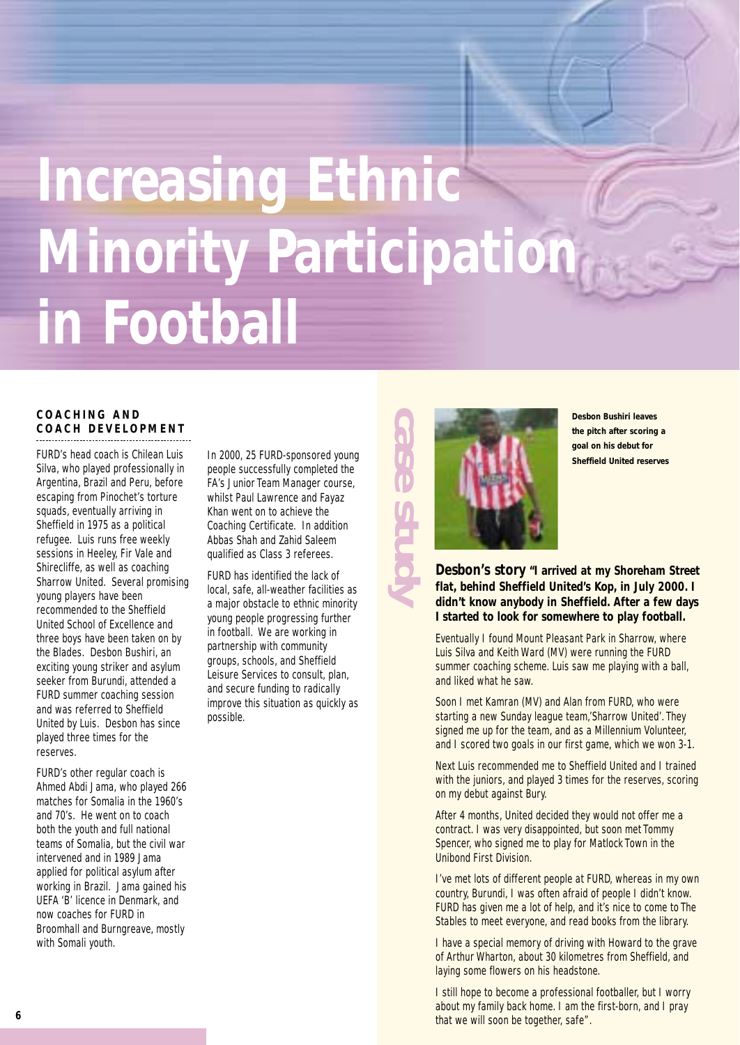# Increasing Ethnic Minority Participation in Football

### COACHING AND COACH DEVELOPMENT

FURD's head coach is Chilean Luis Silva, who played professionally in Argentina, Brazil and Peru, before escaping from Pinochet's torture squads, eventually arriving in Sheffield in 1975 as a political refugee. Luis runs free weekly sessions in Heeley, Fir Vale and Shirecliffe, as well as coaching Sharrow United. Several promising young players have been recommended to the Sheffield United School of Excellence and three boys have been taken on by the Blades. Desbon Bushiri, an exciting young striker and asylum seeker from Burundi, attended a FURD summer coaching session and was referred to Sheffield United by Luis. Desbon has since played three times for the reserves.

FURD's other regular coach is Ahmed Abdi Jama, who played 266 matches for Somalia in the 1960's and 70's. He went on to coach both the youth and full national teams of Somalia, but the civil war intervened and in 1989 Jama applied for political asylum after working in Brazil. Jama gained his UEFA 'B' licence in Denmark, and now coaches for FURD in Broomhall and Burngreave, mostly with Somali youth.

In 2000, 25 FURD-sponsored young people successfully completed the FA's Junior Team Manager course, whilst Paul Lawrence and Fayaz Khan went on to achieve the Coaching Certificate. In addition Abbas Shah and Zahid Saleem qualified as Class 3 referees.

FURD has identified the lack of local, safe, all-weather facilities as a major obstacle to ethnic minority young people progressing further in football. We are working in partnership with community groups, schools, and Sheffield Leisure Services to consult, plan, and secure funding to radically improve this situation as quickly as possible.

## case study

**Desbon Bushiri leaves the pitch after scoring a goal on his debut for Sheffield United reserves**

**Desbon's story "I arrived at my Shoreham Street flat, behind Sheffield United's Kop, in July 2000. I didn't know anybody in Sheffield. After a few days I started to look for somewhere to play football.**

Eventually I found Mount Pleasant Park in Sharrow, where Luis Silva and Keith Ward (MV) were running the FURD summer coaching scheme. Luis saw me playing with a ball, and liked what he saw.

Soon I met Kamran (MV) and Alan from FURD, who were starting a new Sunday league team,'Sharrow United'. They signed me up for the team, and as a Millennium Volunteer, and I scored two goals in our first game, which we won 3-1.

Next Luis recommended me to Sheffield United and I trained with the juniors, and played 3 times for the reserves, scoring on my debut against Bury.

After 4 months, United decided they would not offer me a contract. I was very disappointed, but soon met Tommy Spencer, who signed me to play for Matlock Town in the Unibond First Division.

I've met lots of different people at FURD, whereas in my own country, Burundi, I was often afraid of people I didn't know. FURD has given me a lot of help, and it's nice to come to The Stables to meet everyone, and read books from the library.

I have a special memory of driving with Howard to the grave of Arthur Wharton, about 30 kilometres from Sheffield, and laying some flowers on his headstone.

I still hope to become a professional footballer, but I worry about my family back home. I am the first-born, and I pray that we will soon be together, safe".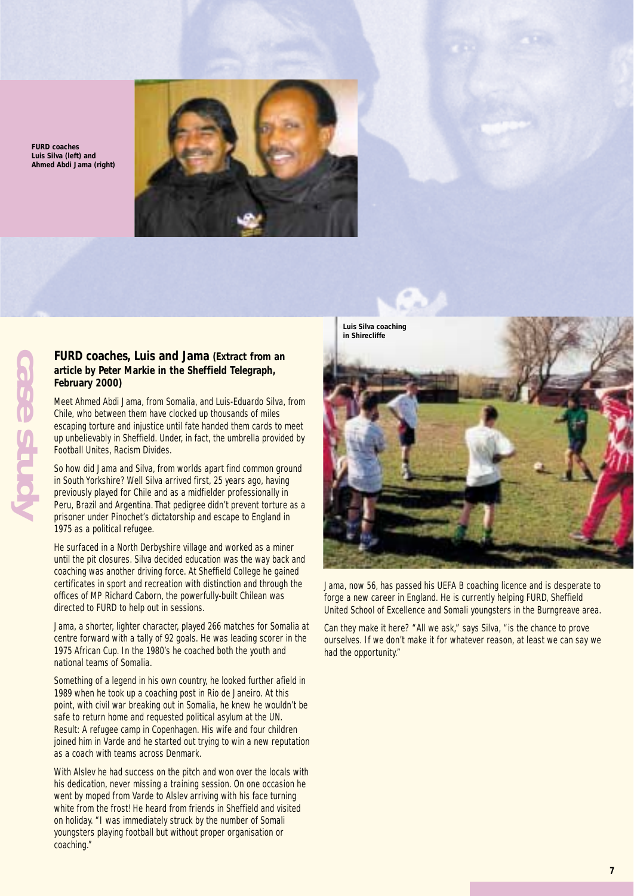FURD coaches Luis Silva (left) and Ahmed Abdi Jama (right)

case study

## FURD coaches, Luis and Jama (Extract from an article by Peter Markie in the Sheffield Telegraph, February 2000)

Meet Ahmed Abdi Jama, from Somalia, and Luis-Eduardo Silva, from Chile, who between them have clocked up thousands of miles escaping torture and injustice until fate handed them cards to meet up unbelievably in Sheffield. Under, in fact, the umbrella provided by Football Unites, Racism Divides.

So how did Jama and Silva, from worlds apart find common ground in South Yorkshire? Well Silva arrived first, 25 years ago, having previously played for Chile and as a midfielder professionally in Peru, Brazil and Argentina. That pedigree didn't prevent torture as a prisoner under Pinochet's dictatorship and escape to England in 1975 as a political refugee.

He surfaced in a North Derbyshire village and worked as a miner until the pit closures. Silva decided education was the way back and coaching was another driving force. At Sheffield College he gained certificates in sport and recreation with distinction and through the offices of MP Richard Caborn, the powerfully-built Chilean was directed to FURD to help out in sessions.

Jama, a shorter, lighter character, played 266 matches for Somalia at centre forward with a tally of 92 goals. He was leading scorer in the 1975 African Cup. In the 1980's he coached both the youth and national teams of Somalia.

Something of a legend in his own country, he looked further afield in 1989 when he took up a coaching post in Rio de Janeiro. At this point, with civil war breaking out in Somalia, he knew he wouldn't be safe to return home and requested political asylum at the UN. Result: A refugee camp in Copenhagen. His wife and four children joined him in Varde and he started out trying to win a new reputation as a coach with teams across Denmark.

With Alslev he had success on the pitch and won over the locals with his dedication, never missing a training session. On one occasion he went by moped from Varde to Alslev arriving with his face turning white from the frost! He heard from friends in Sheffield and visited on holiday. "I was immediately struck by the number of Somali youngsters playing football but without proper organisation or coaching."

Luis Silva coaching in Shirecliffe

Jama, now 56, has passed his UEFA B coaching licence and is desperate to forge a new career in England. He is currently helping FURD, Sheffield United School of Excellence and Somali youngsters in the Burngreave area.

Can they make it here? "All we ask," says Silva, "is the chance to prove ourselves. If we don't make it for whatever reason, at least we can say we had the opportunity."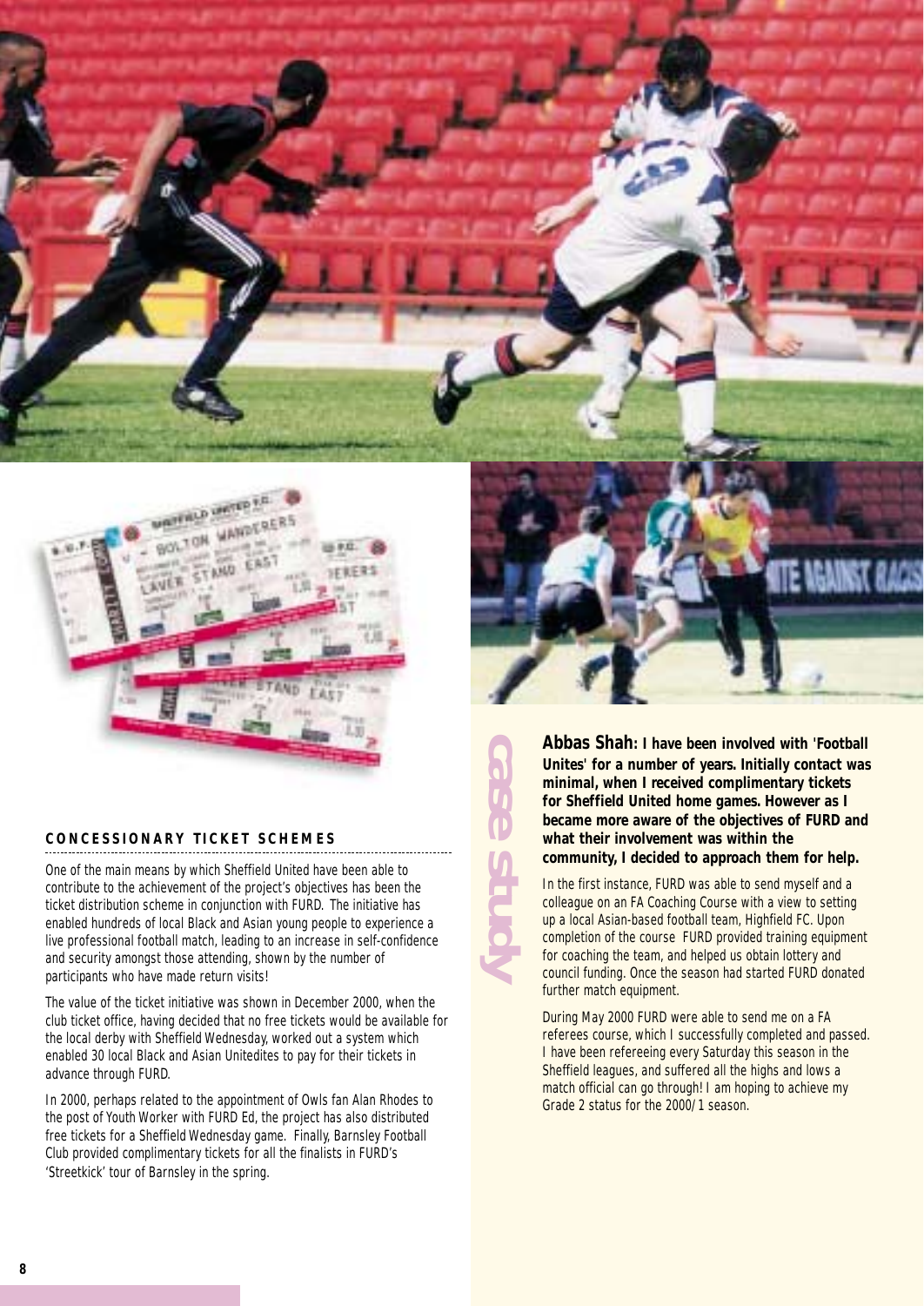## CONCESSIONARY TICKET SCHEMES

One of the main means by which Sheffield United have been able to contribute to the achievement of the project's objectives has been the ticket distribution scheme in conjunction with FURD. The initiative has enabled hundreds of local Black and Asian young people to experience a live professional football match, leading to an increase in self-confidence and security amongst those attending, shown by the number of participants who have made return visits!

The value of the ticket initiative was shown in December 2000, when the club ticket office, having decided that no free tickets would be available for the local derby with Sheffield Wednesday, worked out a system which enabled 30 local Black and Asian Unitedites to pay for their tickets in advance through FURD.

In 2000, perhaps related to the appointment of Owls fan Alan Rhodes to the post of Youth Worker with FURD Ed, the project has also distributed free tickets for a Sheffield Wednesday game. Finally, Barnsley Football Club provided complimentary tickets for all the finalists in FURD's 'Streetkick' tour of Barnsley in the spring.

## case study

**Abbas Shah: I have been involved with 'Football Unites' for a number of years. Initially contact was minimal, when I received complimentary tickets for Sheffield United home games. However as I became more aware of the objectives of FURD and what their involvement was within the community, I decided to approach them for help.**

In the first instance, FURD was able to send myself and a colleague on an FA Coaching Course with a view to setting up a local Asian-based football team, Highfield FC. Upon completion of the course FURD provided training equipment for coaching the team, and helped us obtain lottery and council funding. Once the season had started FURD donated further match equipment.

During May 2000 FURD were able to send me on a FA referees course, which I successfully completed and passed. I have been refereeing every Saturday this season in the Sheffield leagues, and suffered all the highs and lows a match official can go through! I am hoping to achieve my Grade 2 status for the 2000/1 season.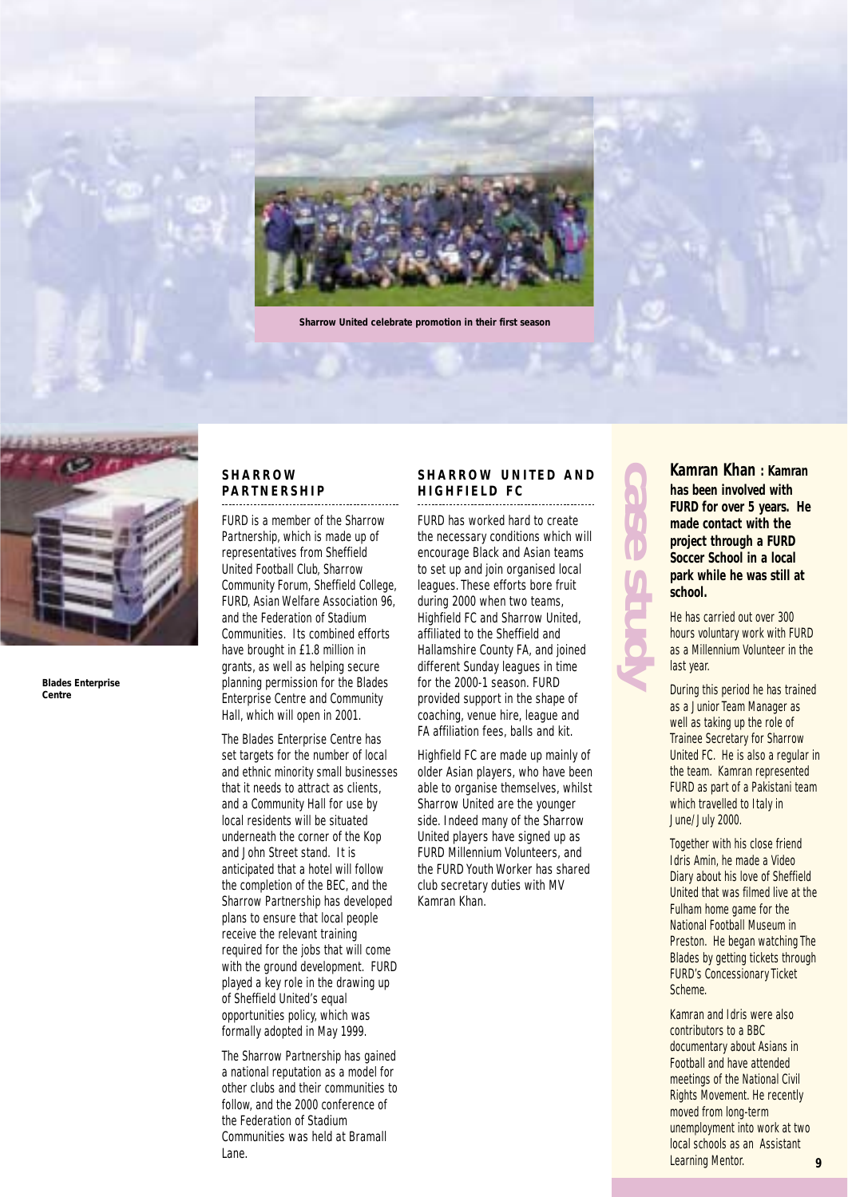Sharrow United celebrate promotion in their first season

Blades Enterprise Centre

## SHARROW PARTNERSHIP

FURD is a member of the Sharrow Partnership, which is made up of representatives from Sheffield United Football Club, Sharrow Community Forum, Sheffield College, FURD, Asian Welfare Association 96, and the Federation of Stadium Communities. Its combined efforts have brought in £1.8 million in grants, as well as helping secure planning permission for the Blades Enterprise Centre and Community Hall, which will open in 2001.

The Blades Enterprise Centre has set targets for the number of local and ethnic minority small businesses that it needs to attract as clients, and a Community Hall for use by local residents will be situated underneath the corner of the Kop and John Street stand. It is anticipated that a hotel will follow the completion of the BEC, and the Sharrow Partnership has developed plans to ensure that local people receive the relevant training required for the jobs that will come with the ground development. FURD played a key role in the drawing up of Sheffield United's equal opportunities policy, which was formally adopted in May 1999.

The Sharrow Partnership has gained a national reputation as a model for other clubs and their communities to follow, and the 2000 conference of the Federation of Stadium Communities was held at Bramall Lane.

## SHARROW UNITED AND HIGHFIELD FC

FURD has worked hard to create the necessary conditions which will encourage Black and Asian teams to set up and join organised local leagues. These efforts bore fruit during 2000 when two teams, Highfield FC and Sharrow United, affiliated to the Sheffield and Hallamshire County FA, and joined different Sunday leagues in time for the 2000-1 season. FURD provided support in the shape of coaching, venue hire, league and FA affiliation fees, balls and kit.

Highfield FC are made up mainly of older Asian players, who have been able to organise themselves, whilst Sharrow United are the younger side. Indeed many of the Sharrow United players have signed up as FURD Millennium Volunteers, and the FURD Youth Worker has shared club secretary duties with MV Kamran Khan.

## case study

**Kamran Khan : Kamran has been involved with FURD for over 5 years. He made contact with the project through a FURD Soccer School in a local park while he was still at school.**

He has carried out over 300 hours voluntary work with FURD as a Millennium Volunteer in the last year.

During this period he has trained as a Junior Team Manager as well as taking up the role of Trainee Secretary for Sharrow United FC. He is also a regular in the team. Kamran represented FURD as part of a Pakistani team which travelled to Italy in June/July 2000.

Together with his close friend Idris Amin, he made a Video Diary about his love of Sheffield United that was filmed live at the Fulham home game for the National Football Museum in Preston. He began watching The Blades by getting tickets through FURD's Concessionary Ticket Scheme.

Kamran and Idris were also contributors to a BBC documentary about Asians in Football and have attended meetings of the National Civil Rights Movement. He recently moved from long-term unemployment into work at two local schools as an Assistant Learning Mentor.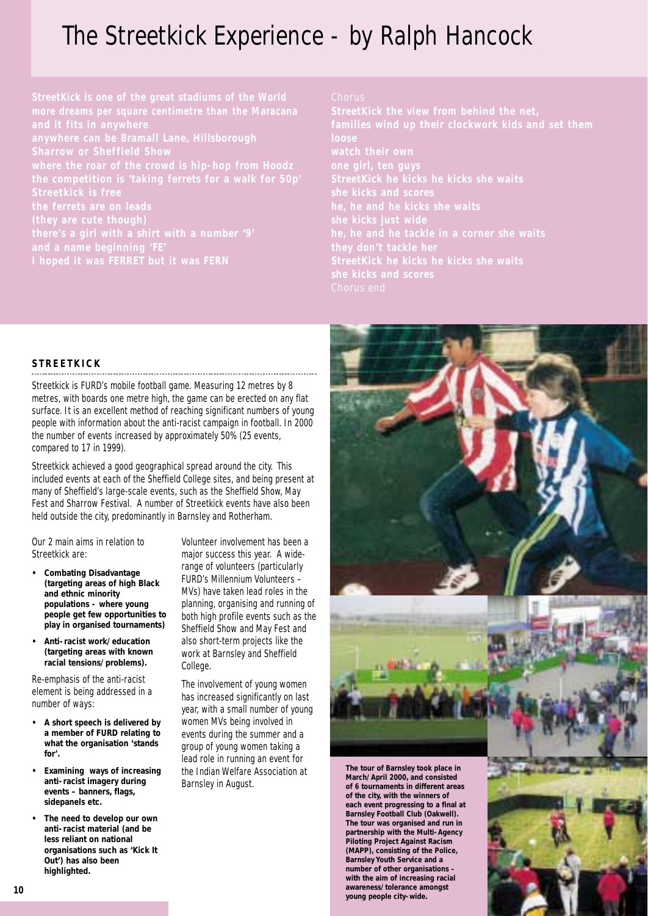# The Streetkick Experience - by Ralph Hancock

StreetKick is one of the great stadiums of the World
more dreams per square centimetre than the Maracana
and it fits in anywhere
anywhere can be Bramall Lane, Hillsborough
Sharrow or Sheffield Show
where the roar of the crowd is hip-hop from Hoodz
the competition is 'taking ferrets for a walk for 50p'
Streetkick is free
the ferrets are on leads
(they are cute though)
there's a girl with a shirt with a number '9'
and a name beginning 'FE'
I hoped it was FERRET but it was FERN

Chorus
StreetKick the view from behind the net,
families wind up their clockwork kids and set them loose
watch their own
one girl, ten guys
StreetKick he kicks he kicks she waits
she kicks and scores
he, he and he kicks she waits
she kicks just wide
he, he and he tackle in a corner she waits
they don't tackle her
StreetKick he kicks he kicks she waits
she kicks and scores
Chorus end

## STREETKICK

Streetkick is FURD's mobile football game. Measuring 12 metres by 8 metres, with boards one metre high, the game can be erected on any flat surface. It is an excellent method of reaching significant numbers of young people with information about the anti-racist campaign in football. In 2000 the number of events increased by approximately 50% (25 events, compared to 17 in 1999).

Streetkick achieved a good geographical spread around the city. This included events at each of the Sheffield College sites, and being present at many of Sheffield's large-scale events, such as the Sheffield Show, May Fest and Sharrow Festival. A number of Streetkick events have also been held outside the city, predominantly in Barnsley and Rotherham.

Our 2 main aims in relation to Streetkick are:

- **Combating Disadvantage (targeting areas of high Black and ethnic minority populations - where young people get few opportunities to play in organised tournaments)**
- **Anti-racist work/education (targeting areas with known racial tensions/problems).**

Re-emphasis of the anti-racist element is being addressed in a number of ways:

- **A short speech is delivered by a member of FURD relating to what the organisation 'stands for'.**
- **Examining ways of increasing anti-racist imagery during events – banners, flags, sidepanels etc.**
- **The need to develop our own anti-racist material (and be less reliant on national organisations such as 'Kick It Out') has also been highlighted.**

Volunteer involvement has been a major success this year. A wide-range of volunteers (particularly FURD's Millennium Volunteers – MVs) have taken lead roles in the planning, organising and running of both high profile events such as the Sheffield Show and May Fest and also short-term projects like the work at Barnsley and Sheffield College.

The involvement of young women has increased significantly on last year, with a small number of young women MVs being involved in events during the summer and a group of young women taking a lead role in running an event for the Indian Welfare Association at Barnsley in August.

**The tour of Barnsley took place in March/April 2000, and consisted of 6 tournaments in different areas of the city, with the winners of each event progressing to a final at Barnsley Football Club (Oakwell). The tour was organised and run in partnership with the Multi-Agency Piloting Project Against Racism (MAPP), consisting of the Police, Barnsley Youth Service and a number of other organisations – with the aim of increasing racial awareness/tolerance amongst young people city-wide.**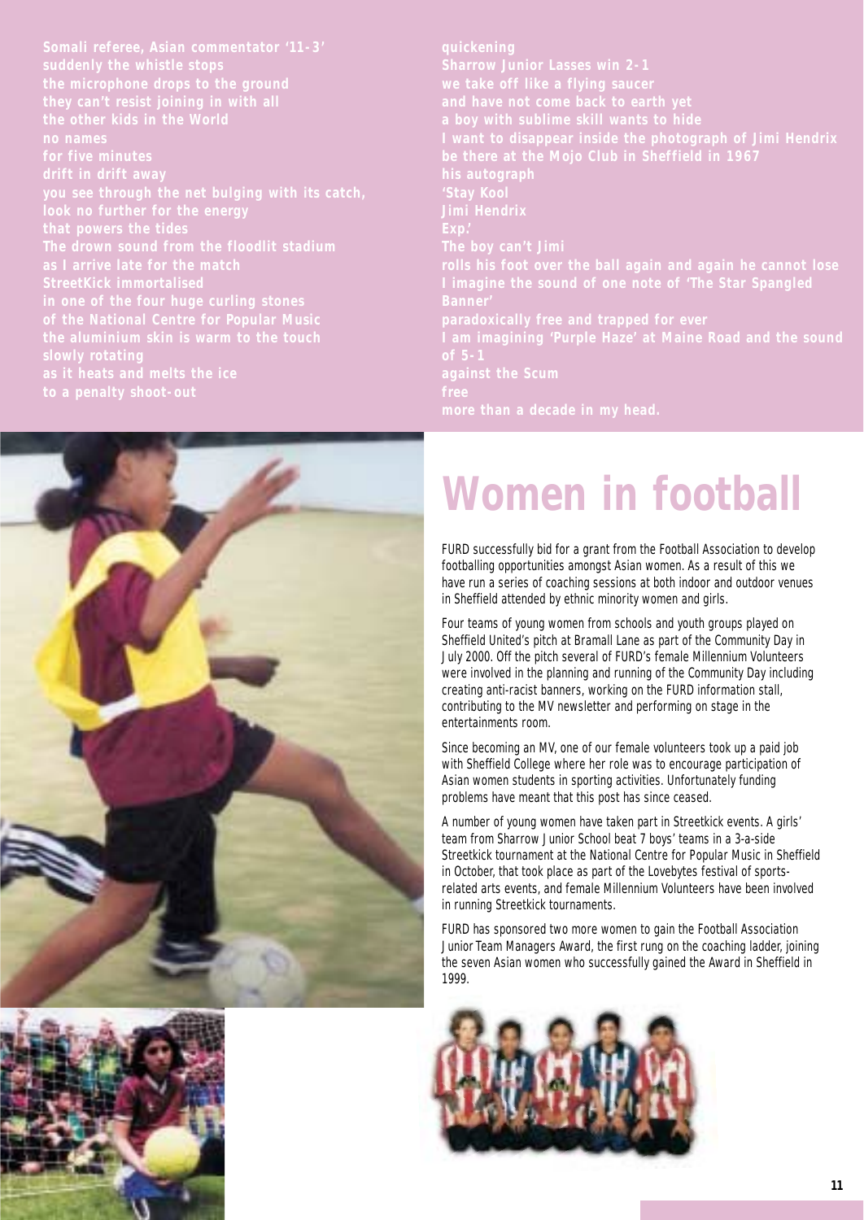Somali referee, Asian commentator '11-3'
suddenly the whistle stops
the microphone drops to the ground
they can't resist joining in with all
the other kids in the World
no names
for five minutes
drift in drift away
you see through the net bulging with its catch,
look no further for the energy
that powers the tides
The drown sound from the floodlit stadium
as I arrive late for the match
StreetKick immortalised
in one of the four huge curling stones
of the National Centre for Popular Music
the aluminium skin is warm to the touch
slowly rotating
as it heats and melts the ice
to a penalty shoot-out

quickening
Sharrow Junior Lasses win 2-1
we take off like a flying saucer
and have not come back to earth yet
a boy with sublime skill wants to hide
I want to disappear inside the photograph of Jimi Hendrix
be there at the Mojo Club in Sheffield in 1967
his autograph
'Stay Kool
Jimi Hendrix
Exp.'
The boy can't Jimi
rolls his foot over the ball again and again he cannot lose
I imagine the sound of one note of 'The Star Spangled Banner'
paradoxically free and trapped for ever
I am imagining 'Purple Haze' at Maine Road and the sound of 5-1
against the Scum
free
more than a decade in my head.

# Women in football

FURD successfully bid for a grant from the Football Association to develop footballing opportunities amongst Asian women. As a result of this we have run a series of coaching sessions at both indoor and outdoor venues in Sheffield attended by ethnic minority women and girls.

Four teams of young women from schools and youth groups played on Sheffield United's pitch at Bramall Lane as part of the Community Day in July 2000. Off the pitch several of FURD's female Millennium Volunteers were involved in the planning and running of the Community Day including creating anti-racist banners, working on the FURD information stall, contributing to the MV newsletter and performing on stage in the entertainments room.

Since becoming an MV, one of our female volunteers took up a paid job with Sheffield College where her role was to encourage participation of Asian women students in sporting activities. Unfortunately funding problems have meant that this post has since ceased.

A number of young women have taken part in Streetkick events. A girls' team from Sharrow Junior School beat 7 boys' teams in a 3-a-side Streetkick tournament at the National Centre for Popular Music in Sheffield in October, that took place as part of the Lovebytes festival of sports-related arts events, and female Millennium Volunteers have been involved in running Streetkick tournaments.

FURD has sponsored two more women to gain the Football Association Junior Team Managers Award, the first rung on the coaching ladder, joining the seven Asian women who successfully gained the Award in Sheffield in 1999.